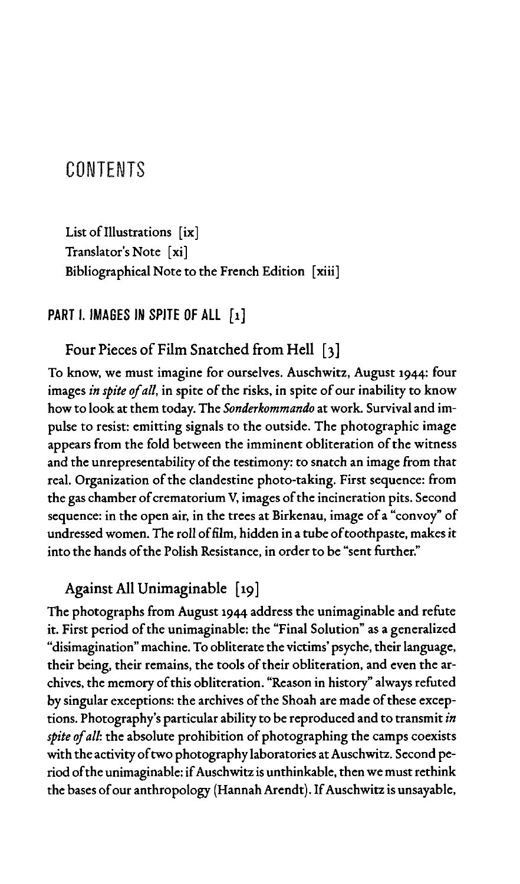# CONTENTS

List of Illustrations [ix]
Translator's Note [xi]
Bibliographical Note to the French Edition [xiii]

## PART I. IMAGES IN SPITE OF ALL [1]

### Four Pieces of Film Snatched from Hell [3]

To know, we must imagine for ourselves. Auschwitz, August 1944: four images *in spite of all*, in spite of the risks, in spite of our inability to know how to look at them today. The *Sonderkommando* at work. Survival and impulse to resist: emitting signals to the outside. The photographic image appears from the fold between the imminent obliteration of the witness and the unrepresentability of the testimony: to snatch an image from that real. Organization of the clandestine photo-taking. First sequence: from the gas chamber of crematorium V, images of the incineration pits. Second sequence: in the open air, in the trees at Birkenau, image of a "convoy" of undressed women. The roll of film, hidden in a tube of toothpaste, makes it into the hands of the Polish Resistance, in order to be "sent further."

### Against All Unimaginable [19]

The photographs from August 1944 address the unimaginable and refute it. First period of the unimaginable: the "Final Solution" as a generalized "disimagination" machine. To obliterate the victims' psyche, their language, their being, their remains, the tools of their obliteration, and even the archives, the memory of this obliteration. "Reason in history" always refuted by singular exceptions: the archives of the Shoah are made of these exceptions. Photography's particular ability to be reproduced and to transmit *in spite of all*: the absolute prohibition of photographing the camps coexists with the activity of two photography laboratories at Auschwitz. Second period of the unimaginable: if Auschwitz is unthinkable, then we must rethink the bases of our anthropology (Hannah Arendt). If Auschwitz is unsayable,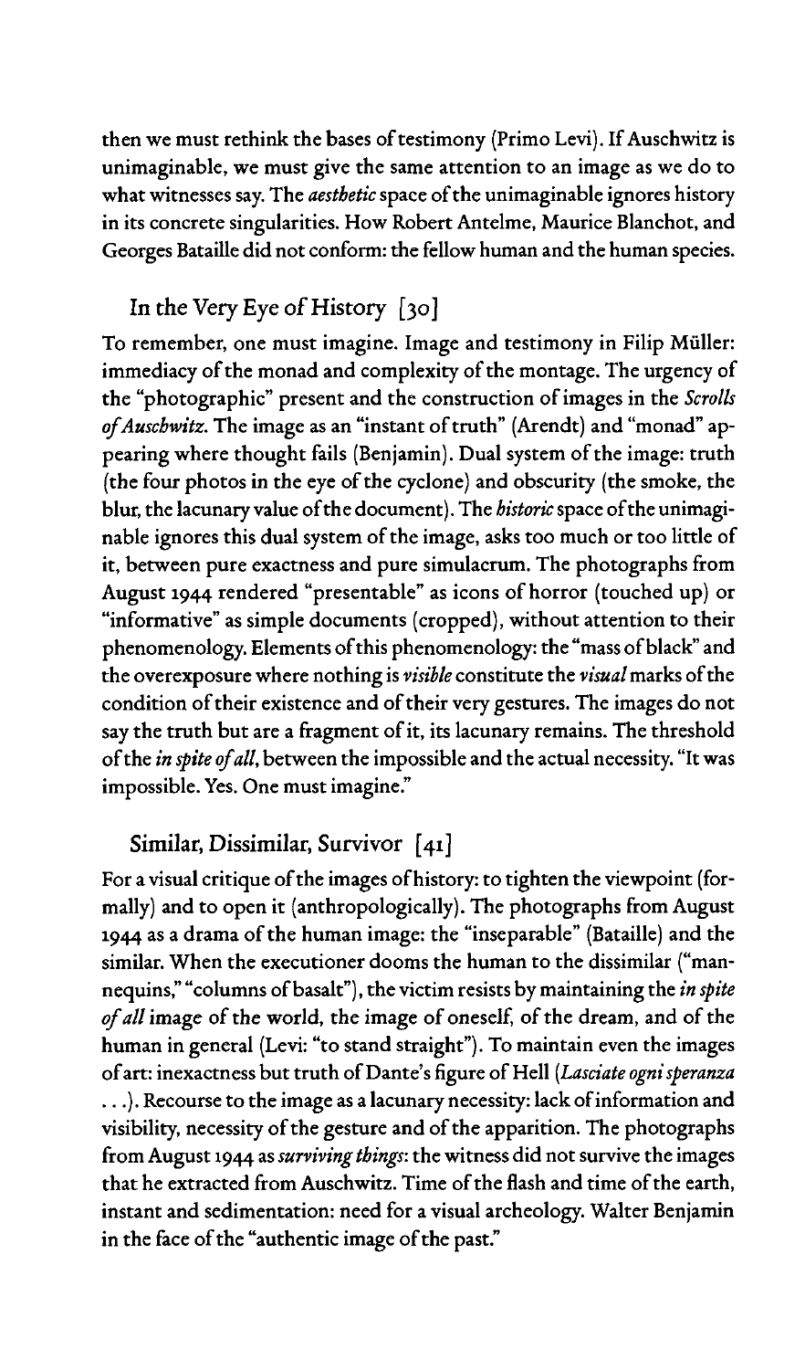then we must rethink the bases of testimony (Primo Levi). If Auschwitz is unimaginable, we must give the same attention to an image as we do to what witnesses say. The *aesthetic* space of the unimaginable ignores history in its concrete singularities. How Robert Antelme, Maurice Blanchot, and Georges Bataille did not conform: the fellow human and the human species.

## In the Very Eye of History [30]

To remember, one must imagine. Image and testimony in Filip Müller: immediacy of the monad and complexity of the montage. The urgency of the "photographic" present and the construction of images in the *Scrolls of Auschwitz*. The image as an "instant of truth" (Arendt) and "monad" appearing where thought fails (Benjamin). Dual system of the image: truth (the four photos in the eye of the cyclone) and obscurity (the smoke, the blur, the lacunary value of the document). The *historic* space of the unimaginable ignores this dual system of the image, asks too much or too little of it, between pure exactness and pure simulacrum. The photographs from August 1944 rendered "presentable" as icons of horror (touched up) or "informative" as simple documents (cropped), without attention to their phenomenology. Elements of this phenomenology: the "mass of black" and the overexposure where nothing is *visible* constitute the *visual* marks of the condition of their existence and of their very gestures. The images do not say the truth but are a fragment of it, its lacunary remains. The threshold of the *in spite of all*, between the impossible and the actual necessity. "It was impossible. Yes. One must imagine."

## Similar, Dissimilar, Survivor [41]

For a visual critique of the images of history: to tighten the viewpoint (formally) and to open it (anthropologically). The photographs from August 1944 as a drama of the human image: the "inseparable" (Bataille) and the similar. When the executioner dooms the human to the dissimilar ("mannequins," "columns of basalt"), the victim resists by maintaining the *in spite of all* image of the world, the image of oneself, of the dream, and of the human in general (Levi: "to stand straight"). To maintain even the images of art: inexactness but truth of Dante's figure of Hell (*Lasciate ogni speranza* . . .). Recourse to the image as a lacunary necessity: lack of information and visibility, necessity of the gesture and of the apparition. The photographs from August 1944 as *surviving things*: the witness did not survive the images that he extracted from Auschwitz. Time of the flash and time of the earth, instant and sedimentation: need for a visual archeology. Walter Benjamin in the face of the "authentic image of the past."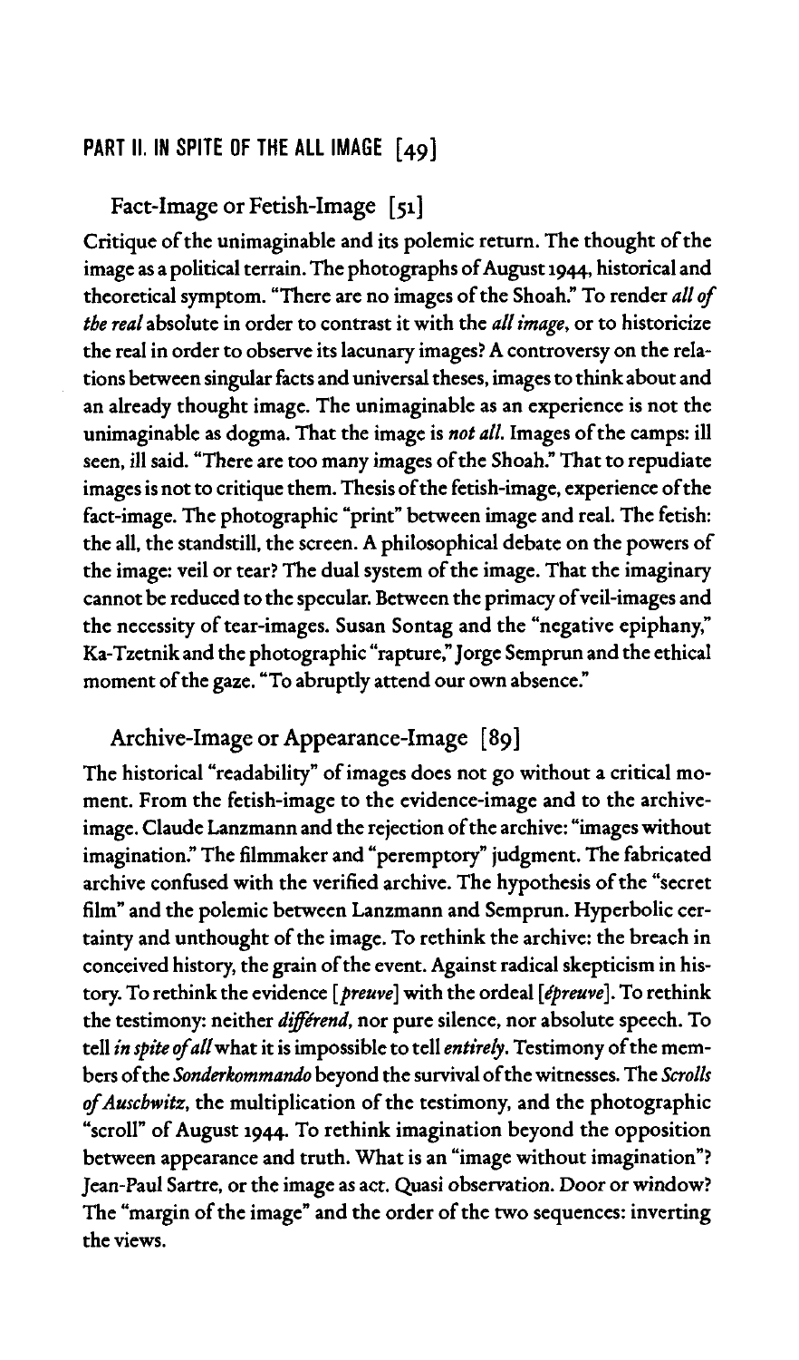## PART II. IN SPITE OF THE ALL IMAGE [49]

### Fact-Image or Fetish-Image [51]

Critique of the unimaginable and its polemic return. The thought of the image as a political terrain. The photographs of August 1944, historical and theoretical symptom. "There are no images of the Shoah." To render *all of the real* absolute in order to contrast it with the *all image*, or to historicize the real in order to observe its lacunary images? A controversy on the relations between singular facts and universal theses, images to think about and an already thought image. The unimaginable as an experience is not the unimaginable as dogma. That the image is *not all*. Images of the camps: ill seen, ill said. "There are too many images of the Shoah." That to repudiate images is not to critique them. Thesis of the fetish-image, experience of the fact-image. The photographic "print" between image and real. The fetish: the all, the standstill, the screen. A philosophical debate on the powers of the image: veil or tear? The dual system of the image. That the imaginary cannot be reduced to the specular. Between the primacy of veil-images and the necessity of tear-images. Susan Sontag and the "negative epiphany," Ka-Tzetnik and the photographic "rapture," Jorge Semprun and the ethical moment of the gaze. "To abruptly attend our own absence."

### Archive-Image or Appearance-Image [89]

The historical "readability" of images does not go without a critical moment. From the fetish-image to the evidence-image and to the archive-image. Claude Lanzmann and the rejection of the archive: "images without imagination." The filmmaker and "peremptory" judgment. The fabricated archive confused with the verified archive. The hypothesis of the "secret film" and the polemic between Lanzmann and Semprun. Hyperbolic certainty and unthought of the image. To rethink the archive: the breach in conceived history, the grain of the event. Against radical skepticism in history. To rethink the evidence [*preuve*] with the ordeal [*épreuve*]. To rethink the testimony: neither *différend*, nor pure silence, nor absolute speech. To tell *in spite of all* what it is impossible to tell *entirely*. Testimony of the members of the *Sonderkommando* beyond the survival of the witnesses. The *Scrolls of Auschwitz*, the multiplication of the testimony, and the photographic "scroll" of August 1944. To rethink imagination beyond the opposition between appearance and truth. What is an "image without imagination"? Jean-Paul Sartre, or the image as act. Quasi observation. Door or window? The "margin of the image" and the order of the two sequences: inverting the views.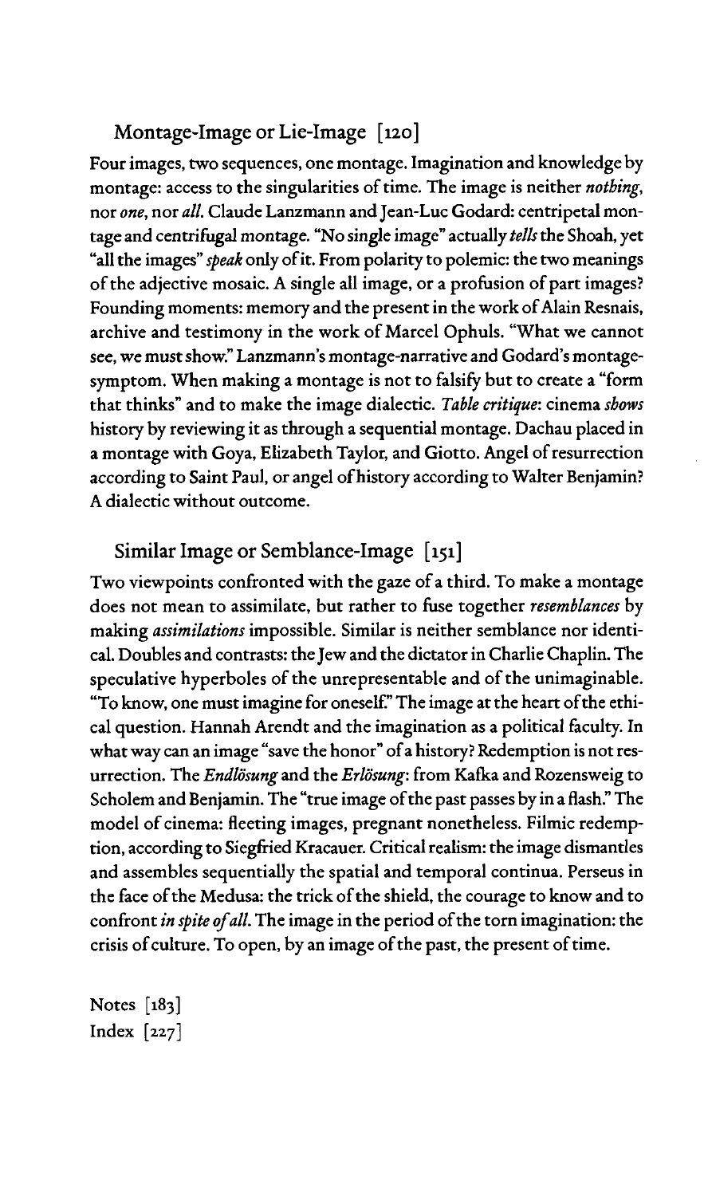## Montage-Image or Lie-Image [120]

Four images, two sequences, one montage. Imagination and knowledge by montage: access to the singularities of time. The image is neither *nothing*, nor *one*, nor *all*. Claude Lanzmann and Jean-Luc Godard: centripetal montage and centrifugal montage. "No single image" actually *tells* the Shoah, yet "all the images" *speak* only of it. From polarity to polemic: the two meanings of the adjective mosaic. A single all image, or a profusion of part images? Founding moments: memory and the present in the work of Alain Resnais, archive and testimony in the work of Marcel Ophuls. "What we cannot see, we must show." Lanzmann's montage-narrative and Godard's montage-symptom. When making a montage is not to falsify but to create a "form that thinks" and to make the image dialectic. *Table critique*: cinema *shows* history by reviewing it as through a sequential montage. Dachau placed in a montage with Goya, Elizabeth Taylor, and Giotto. Angel of resurrection according to Saint Paul, or angel of history according to Walter Benjamin? A dialectic without outcome.

## Similar Image or Semblance-Image [151]

Two viewpoints confronted with the gaze of a third. To make a montage does not mean to assimilate, but rather to fuse together *resemblances* by making *assimilations* impossible. Similar is neither semblance nor identical. Doubles and contrasts: the Jew and the dictator in Charlie Chaplin. The speculative hyperboles of the unrepresentable and of the unimaginable. "To know, one must imagine for oneself." The image at the heart of the ethical question. Hannah Arendt and the imagination as a political faculty. In what way can an image "save the honor" of a history? Redemption is not resurrection. The *Endlösung* and the *Erlösung*: from Kafka and Rozensweig to Scholem and Benjamin. The "true image of the past passes by in a flash." The model of cinema: fleeting images, pregnant nonetheless. Filmic redemption, according to Siegfried Kracauer. Critical realism: the image dismantles and assembles sequentially the spatial and temporal continua. Perseus in the face of the Medusa: the trick of the shield, the courage to know and to confront *in spite of all*. The image in the period of the torn imagination: the crisis of culture. To open, by an image of the past, the present of time.

Notes [183]
Index [227]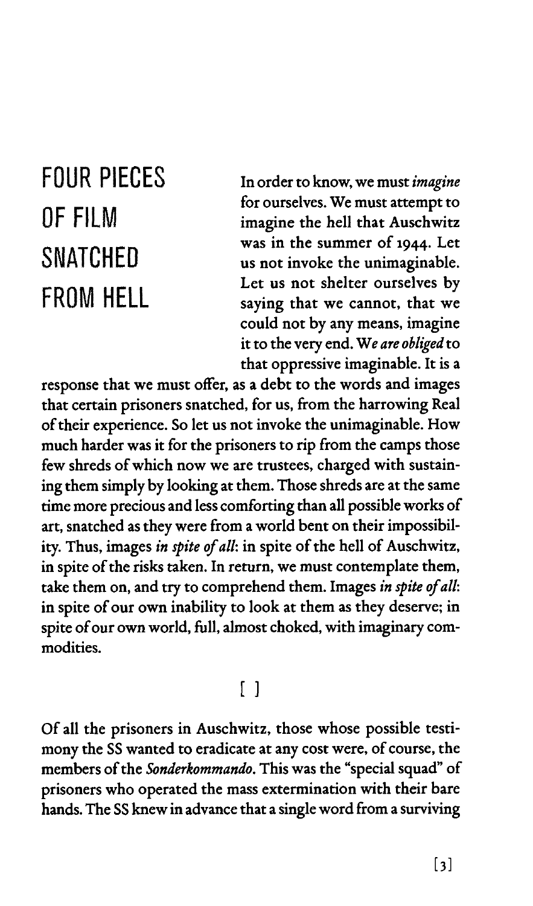# FOUR PIECES OF FILM SNATCHED FROM HELL

In order to know, we must *imagine* for ourselves. We must attempt to imagine the hell that Auschwitz was in the summer of 1944. Let us not invoke the unimaginable. Let us not shelter ourselves by saying that we cannot, that we could not by any means, imagine it to the very end. *We are obliged* to that oppressive imaginable. It is a response that we must offer, as a debt to the words and images that certain prisoners snatched, for us, from the harrowing Real of their experience. So let us not invoke the unimaginable. How much harder was it for the prisoners to rip from the camps those few shreds of which now we are trustees, charged with sustaining them simply by looking at them. Those shreds are at the same time more precious and less comforting than all possible works of art, snatched as they were from a world bent on their impossibility. Thus, images *in spite of all*: in spite of the hell of Auschwitz, in spite of the risks taken. In return, we must contemplate them, take them on, and try to comprehend them. Images *in spite of all*: in spite of our own inability to look at them as they deserve; in spite of our own world, full, almost choked, with imaginary commodities.

[ ]

Of all the prisoners in Auschwitz, those whose possible testimony the SS wanted to eradicate at any cost were, of course, the members of the *Sonderkommando*. This was the "special squad" of prisoners who operated the mass extermination with their bare hands. The SS knew in advance that a single word from a surviving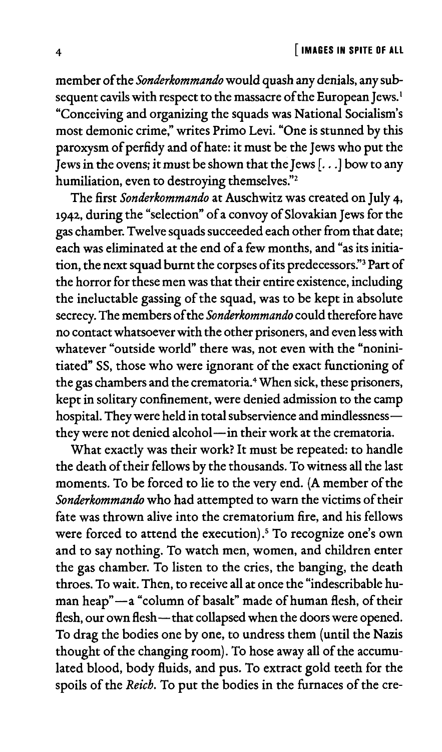member of the *Sonderkommando* would quash any denials, any subsequent cavils with respect to the massacre of the European Jews.[1] "Conceiving and organizing the squads was National Socialism's most demonic crime," writes Primo Levi. "One is stunned by this paroxysm of perfidy and of hate: it must be the Jews who put the Jews in the ovens; it must be shown that the Jews [. . .] bow to any humiliation, even to destroying themselves."[2]

The first *Sonderkommando* at Auschwitz was created on July 4, 1942, during the "selection" of a convoy of Slovakian Jews for the gas chamber. Twelve squads succeeded each other from that date; each was eliminated at the end of a few months, and "as its initiation, the next squad burnt the corpses of its predecessors."[3] Part of the horror for these men was that their entire existence, including the ineluctable gassing of the squad, was to be kept in absolute secrecy. The members of the *Sonderkommando* could therefore have no contact whatsoever with the other prisoners, and even less with whatever "outside world" there was, not even with the "noninitiated" SS, those who were ignorant of the exact functioning of the gas chambers and the crematoria.[4] When sick, these prisoners, kept in solitary confinement, were denied admission to the camp hospital. They were held in total subservience and mindlessness—they were not denied alcohol—in their work at the crematoria.

What exactly was their work? It must be repeated: to handle the death of their fellows by the thousands. To witness all the last moments. To be forced to lie to the very end. (A member of the *Sonderkommando* who had attempted to warn the victims of their fate was thrown alive into the crematorium fire, and his fellows were forced to attend the execution).[5] To recognize one's own and to say nothing. To watch men, women, and children enter the gas chamber. To listen to the cries, the banging, the death throes. To wait. Then, to receive all at once the "indescribable human heap"—a "column of basalt" made of human flesh, of their flesh, our own flesh—that collapsed when the doors were opened. To drag the bodies one by one, to undress them (until the Nazis thought of the changing room). To hose away all of the accumulated blood, body fluids, and pus. To extract gold teeth for the spoils of the *Reich*. To put the bodies in the furnaces of the cre-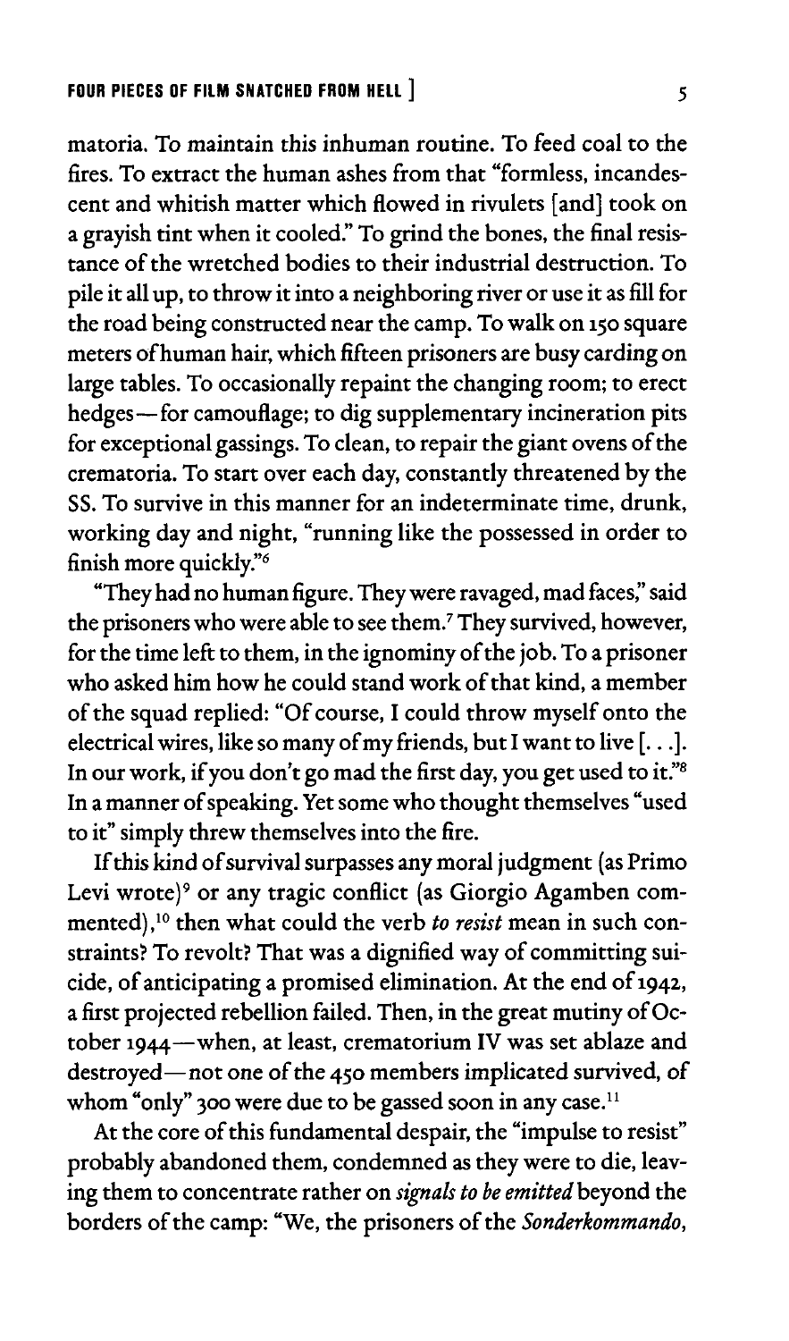matoria. To maintain this inhuman routine. To feed coal to the fires. To extract the human ashes from that "formless, incandescent and whitish matter which flowed in rivulets [and] took on a grayish tint when it cooled." To grind the bones, the final resistance of the wretched bodies to their industrial destruction. To pile it all up, to throw it into a neighboring river or use it as fill for the road being constructed near the camp. To walk on 150 square meters of human hair, which fifteen prisoners are busy carding on large tables. To occasionally repaint the changing room; to erect hedges—for camouflage; to dig supplementary incineration pits for exceptional gassings. To clean, to repair the giant ovens of the crematoria. To start over each day, constantly threatened by the SS. To survive in this manner for an indeterminate time, drunk, working day and night, "running like the possessed in order to finish more quickly."[6]

"They had no human figure. They were ravaged, mad faces," said the prisoners who were able to see them.[7] They survived, however, for the time left to them, in the ignominy of the job. To a prisoner who asked him how he could stand work of that kind, a member of the squad replied: "Of course, I could throw myself onto the electrical wires, like so many of my friends, but I want to live [. . .]. In our work, if you don't go mad the first day, you get used to it."[8] In a manner of speaking. Yet some who thought themselves "used to it" simply threw themselves into the fire.

If this kind of survival surpasses any moral judgment (as Primo Levi wrote)[9] or any tragic conflict (as Giorgio Agamben commented),[10] then what could the verb *to resist* mean in such constraints? To revolt? That was a dignified way of committing suicide, of anticipating a promised elimination. At the end of 1942, a first projected rebellion failed. Then, in the great mutiny of October 1944—when, at least, crematorium IV was set ablaze and destroyed—not one of the 450 members implicated survived, of whom "only" 300 were due to be gassed soon in any case.[11]

At the core of this fundamental despair, the "impulse to resist" probably abandoned them, condemned as they were to die, leaving them to concentrate rather on *signals to be emitted* beyond the borders of the camp: "We, the prisoners of the *Sonderkommando*,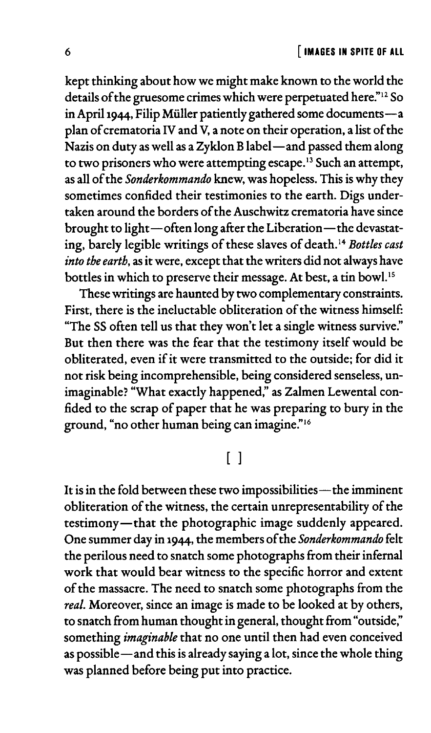kept thinking about how we might make known to the world the details of the gruesome crimes which were perpetuated here."[12] So in April 1944, Filip Müller patiently gathered some documents—a plan of crematoria IV and V, a note on their operation, a list of the Nazis on duty as well as a Zyklon B label—and passed them along to two prisoners who were attempting escape.[13] Such an attempt, as all of the *Sonderkommando* knew, was hopeless. This is why they sometimes confided their testimonies to the earth. Digs undertaken around the borders of the Auschwitz crematoria have since brought to light—often long after the Liberation—the devastating, barely legible writings of these slaves of death.[14] *Bottles cast into the earth*, as it were, except that the writers did not always have bottles in which to preserve their message. At best, a tin bowl.[15]

These writings are haunted by two complementary constraints. First, there is the ineluctable obliteration of the witness himself: "The SS often tell us that they won't let a single witness survive." But then there was the fear that the testimony itself would be obliterated, even if it were transmitted to the outside; for did it not risk being incomprehensible, being considered senseless, unimaginable? "What exactly happened," as Zalmen Lewental confided to the scrap of paper that he was preparing to bury in the ground, "no other human being can imagine."[16]

[ ]

It is in the fold between these two impossibilities—the imminent obliteration of the witness, the certain unrepresentability of the testimony—that the photographic image suddenly appeared. One summer day in 1944, the members of the *Sonderkommando* felt the perilous need to snatch some photographs from their infernal work that would bear witness to the specific horror and extent of the massacre. The need to snatch some photographs from the *real*. Moreover, since an image is made to be looked at by others, to snatch from human thought in general, thought from "outside," something *imaginable* that no one until then had even conceived as possible—and this is already saying a lot, since the whole thing was planned before being put into practice.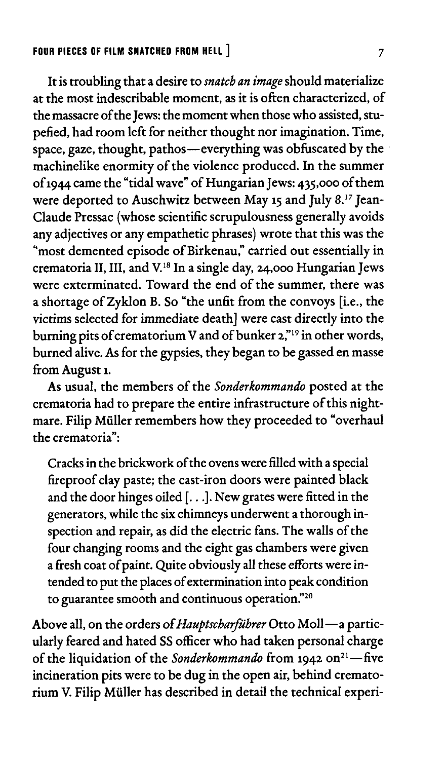It is troubling that a desire to *snatch an image* should materialize at the most indescribable moment, as it is often characterized, of the massacre of the Jews: the moment when those who assisted, stupefied, had room left for neither thought nor imagination. Time, space, gaze, thought, pathos—everything was obfuscated by the machinelike enormity of the violence produced. In the summer of 1944 came the "tidal wave" of Hungarian Jews: 435,000 of them were deported to Auschwitz between May 15 and July 8.[17] Jean-Claude Pressac (whose scientific scrupulousness generally avoids any adjectives or any empathetic phrases) wrote that this was the "most demented episode of Birkenau," carried out essentially in crematoria II, III, and V.[18] In a single day, 24,000 Hungarian Jews were exterminated. Toward the end of the summer, there was a shortage of Zyklon B. So "the unfit from the convoys [i.e., the victims selected for immediate death] were cast directly into the burning pits of crematorium V and of bunker 2,"[19] in other words, burned alive. As for the gypsies, they began to be gassed en masse from August 1.

As usual, the members of the *Sonderkommando* posted at the crematoria had to prepare the entire infrastructure of this nightmare. Filip Müller remembers how they proceeded to "overhaul the crematoria":

> Cracks in the brickwork of the ovens were filled with a special fireproof clay paste; the cast-iron doors were painted black and the door hinges oiled [. . .]. New grates were fitted in the generators, while the six chimneys underwent a thorough inspection and repair, as did the electric fans. The walls of the four changing rooms and the eight gas chambers were given a fresh coat of paint. Quite obviously all these efforts were intended to put the places of extermination into peak condition to guarantee smooth and continuous operation."[20]

Above all, on the orders of *Hauptscharführer* Otto Moll—a particularly feared and hated SS officer who had taken personal charge of the liquidation of the *Sonderkommando* from 1942 on[21]—five incineration pits were to be dug in the open air, behind crematorium V. Filip Müller has described in detail the technical experi-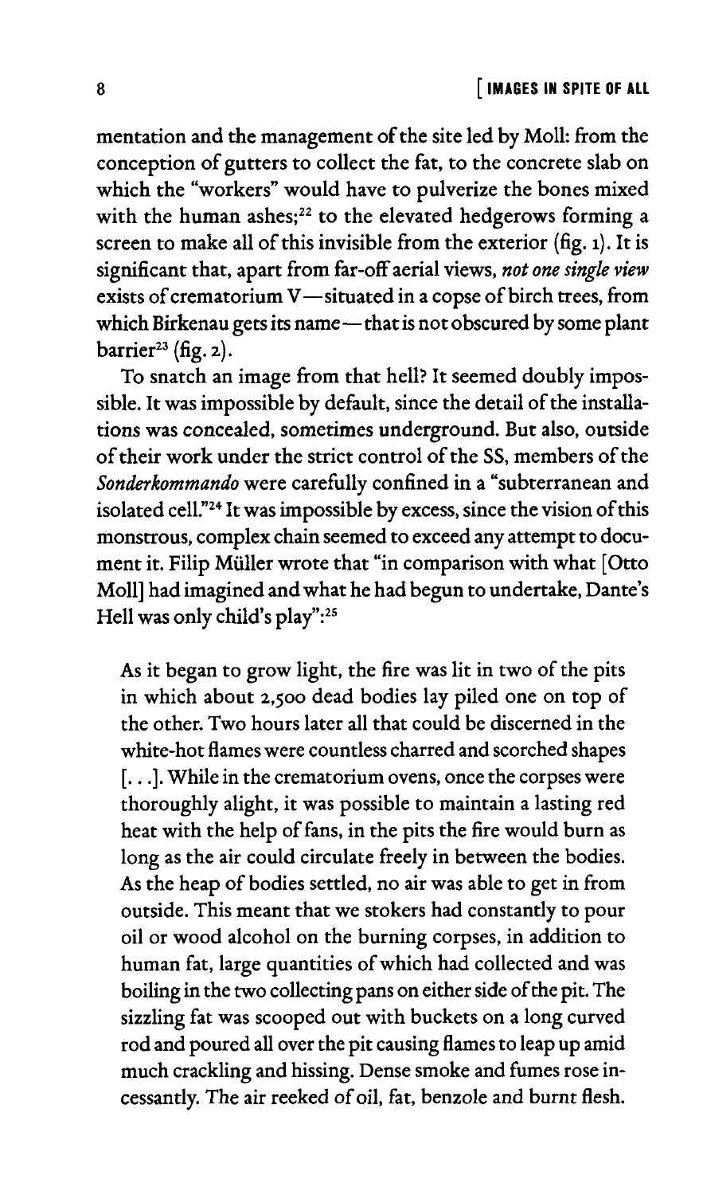mentation and the management of the site led by Moll: from the conception of gutters to collect the fat, to the concrete slab on which the "workers" would have to pulverize the bones mixed with the human ashes;[22] to the elevated hedgerows forming a screen to make all of this invisible from the exterior (fig. 1). It is significant that, apart from far-off aerial views, *not one single view* exists of crematorium V—situated in a copse of birch trees, from which Birkenau gets its name—that is not obscured by some plant barrier[23] (fig. 2).

To snatch an image from that hell? It seemed doubly impossible. It was impossible by default, since the detail of the installations was concealed, sometimes underground. But also, outside of their work under the strict control of the SS, members of the *Sonderkommando* were carefully confined in a "subterranean and isolated cell."[24] It was impossible by excess, since the vision of this monstrous, complex chain seemed to exceed any attempt to document it. Filip Müller wrote that "in comparison with what [Otto Moll] had imagined and what he had begun to undertake, Dante's Hell was only child's play":[25]

> As it began to grow light, the fire was lit in two of the pits in which about 2,500 dead bodies lay piled one on top of the other. Two hours later all that could be discerned in the white-hot flames were countless charred and scorched shapes [. . .]. While in the crematorium ovens, once the corpses were thoroughly alight, it was possible to maintain a lasting red heat with the help of fans, in the pits the fire would burn as long as the air could circulate freely in between the bodies. As the heap of bodies settled, no air was able to get in from outside. This meant that we stokers had constantly to pour oil or wood alcohol on the burning corpses, in addition to human fat, large quantities of which had collected and was boiling in the two collecting pans on either side of the pit. The sizzling fat was scooped out with buckets on a long curved rod and poured all over the pit causing flames to leap up amid much crackling and hissing. Dense smoke and fumes rose incessantly. The air reeked of oil, fat, benzole and burnt flesh.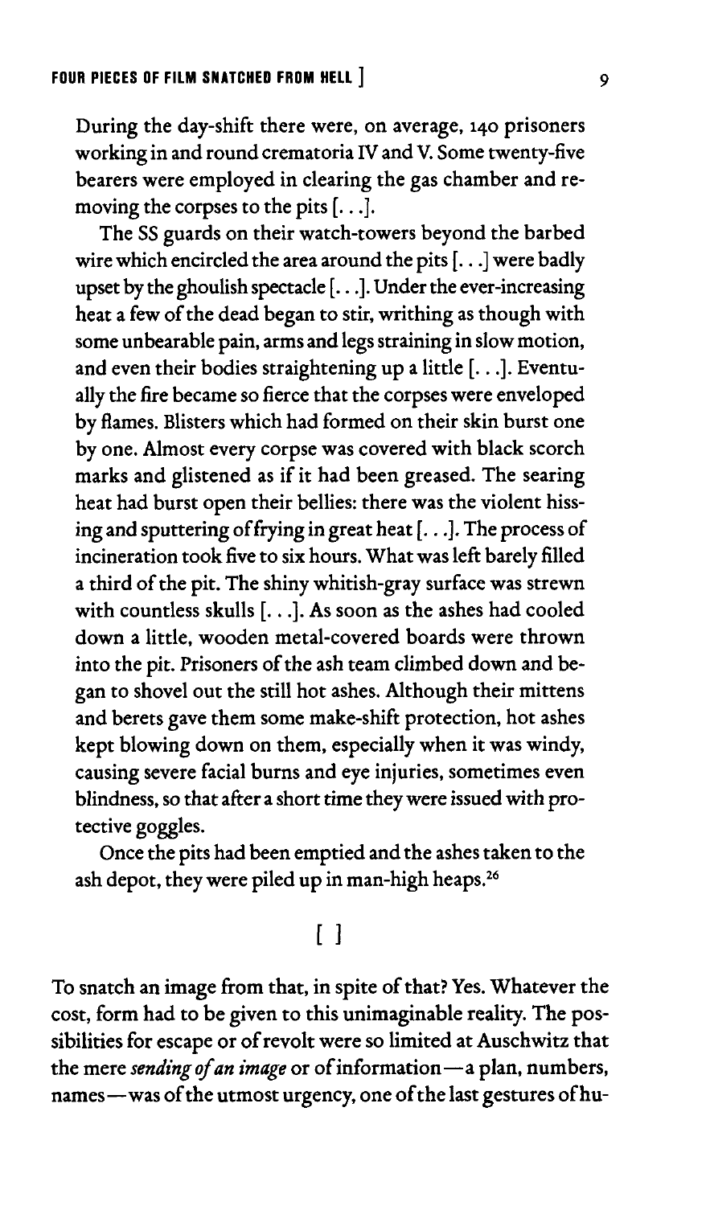During the day-shift there were, on average, 140 prisoners working in and round crematoria IV and V. Some twenty-five bearers were employed in clearing the gas chamber and removing the corpses to the pits [. . .].

The SS guards on their watch-towers beyond the barbed wire which encircled the area around the pits [. . .] were badly upset by the ghoulish spectacle [. . .]. Under the ever-increasing heat a few of the dead began to stir, writhing as though with some unbearable pain, arms and legs straining in slow motion, and even their bodies straightening up a little [. . .]. Eventually the fire became so fierce that the corpses were enveloped by flames. Blisters which had formed on their skin burst one by one. Almost every corpse was covered with black scorch marks and glistened as if it had been greased. The searing heat had burst open their bellies: there was the violent hissing and sputtering of frying in great heat [. . .]. The process of incineration took five to six hours. What was left barely filled a third of the pit. The shiny whitish-gray surface was strewn with countless skulls [. . .]. As soon as the ashes had cooled down a little, wooden metal-covered boards were thrown into the pit. Prisoners of the ash team climbed down and began to shovel out the still hot ashes. Although their mittens and berets gave them some make-shift protection, hot ashes kept blowing down on them, especially when it was windy, causing severe facial burns and eye injuries, sometimes even blindness, so that after a short time they were issued with protective goggles.

Once the pits had been emptied and the ashes taken to the ash depot, they were piled up in man-high heaps.[26]

[ ]

To snatch an image from that, in spite of that? Yes. Whatever the cost, form had to be given to this unimaginable reality. The possibilities for escape or of revolt were so limited at Auschwitz that the mere *sending of an image* or of information—a plan, numbers, names—was of the utmost urgency, one of the last gestures of hu-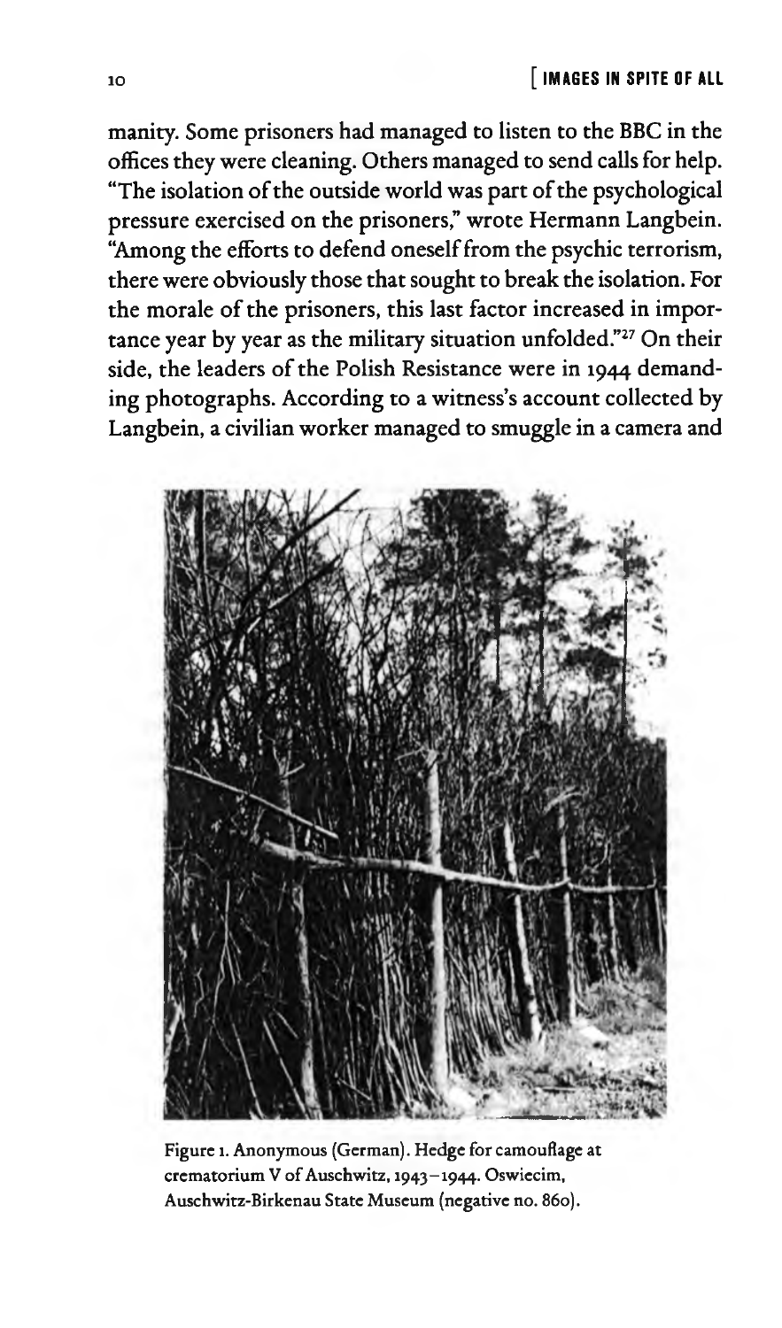manity. Some prisoners had managed to listen to the BBC in the offices they were cleaning. Others managed to send calls for help. "The isolation of the outside world was part of the psychological pressure exercised on the prisoners," wrote Hermann Langbein. "Among the efforts to defend oneself from the psychic terrorism, there were obviously those that sought to break the isolation. For the morale of the prisoners, this last factor increased in importance year by year as the military situation unfolded."[27] On their side, the leaders of the Polish Resistance were in 1944 demanding photographs. According to a witness's account collected by Langbein, a civilian worker managed to smuggle in a camera and

Figure 1. Anonymous (German). Hedge for camouflage at crematorium V of Auschwitz, 1943–1944. Oswiecim, Auschwitz-Birkenau State Museum (negative no. 860).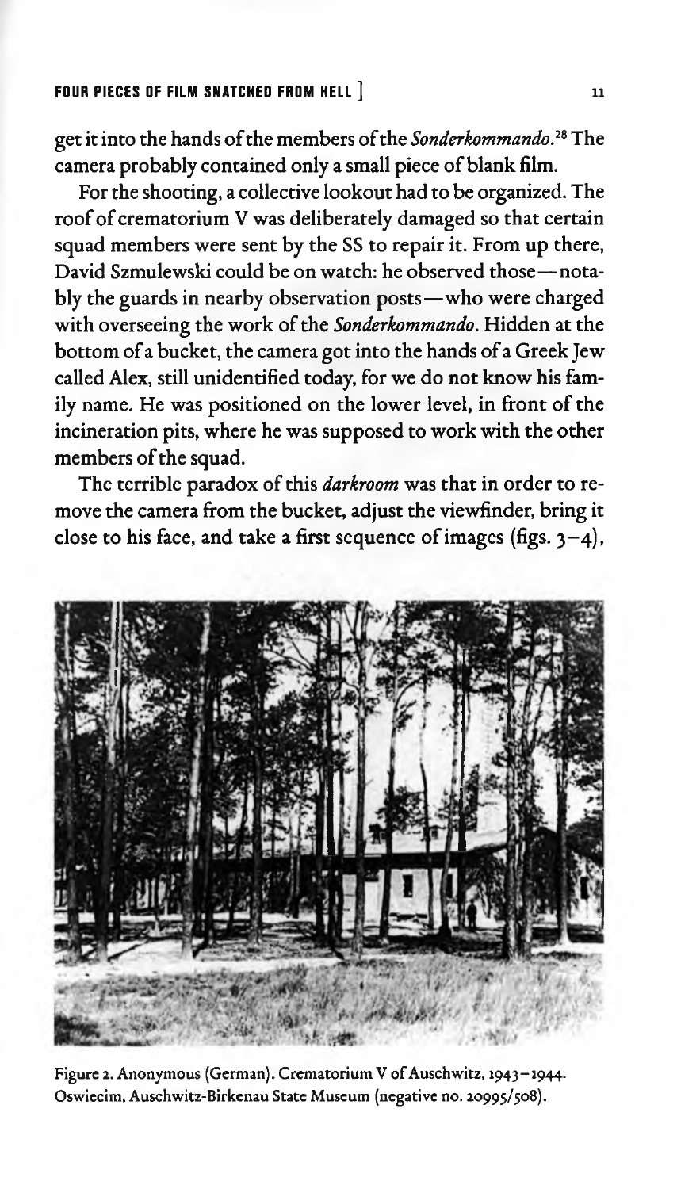get it into the hands of the members of the *Sonderkommando*.[28] The camera probably contained only a small piece of blank film.

For the shooting, a collective lookout had to be organized. The roof of crematorium V was deliberately damaged so that certain squad members were sent by the SS to repair it. From up there, David Szmulewski could be on watch: he observed those—notably the guards in nearby observation posts—who were charged with overseeing the work of the *Sonderkommando*. Hidden at the bottom of a bucket, the camera got into the hands of a Greek Jew called Alex, still unidentified today, for we do not know his family name. He was positioned on the lower level, in front of the incineration pits, where he was supposed to work with the other members of the squad.

The terrible paradox of this *darkroom* was that in order to remove the camera from the bucket, adjust the viewfinder, bring it close to his face, and take a first sequence of images (figs. 3–4),

Figure 2. Anonymous (German). Crematorium V of Auschwitz, 1943–1944. Oswiecim, Auschwitz-Birkenau State Museum (negative no. 20995/508).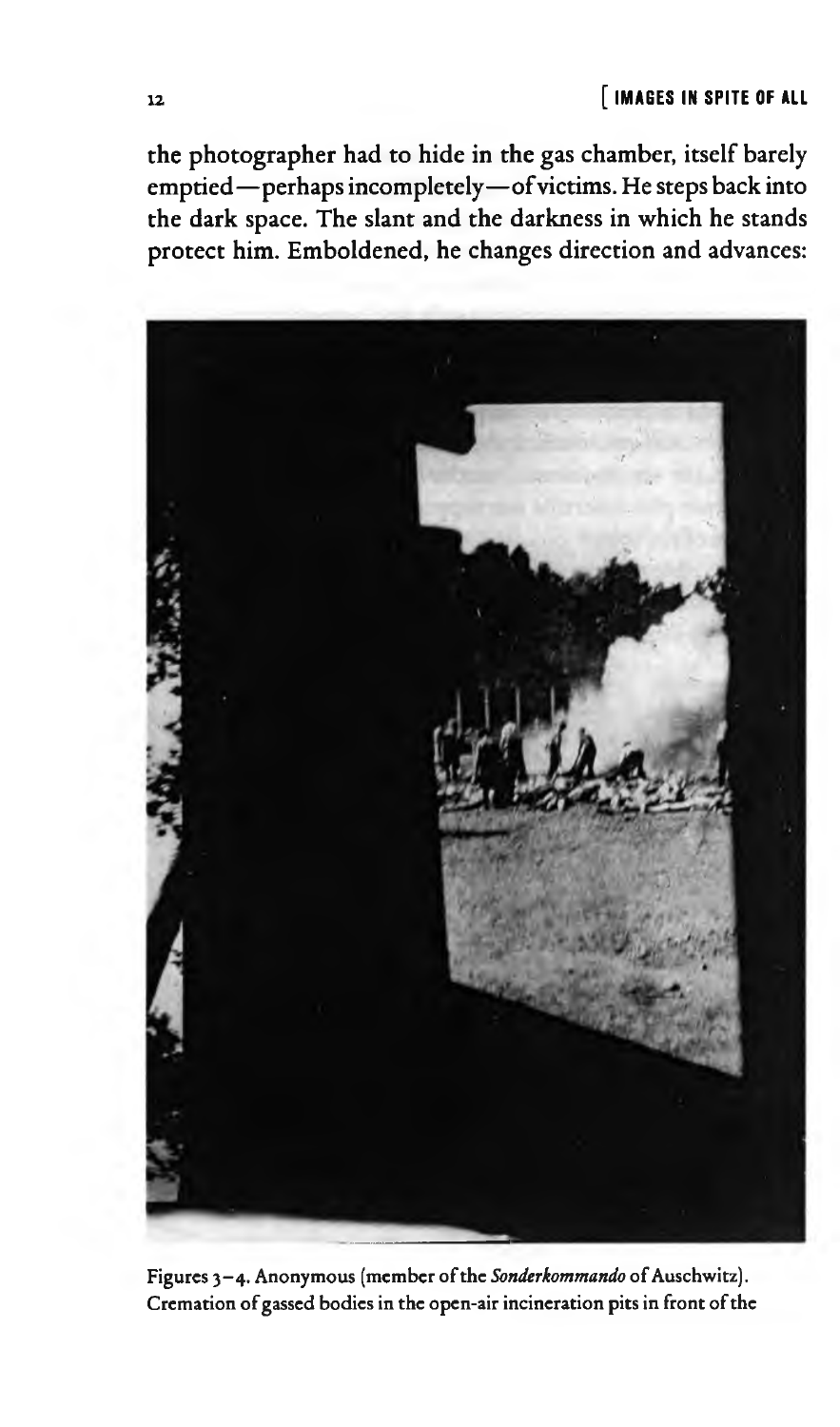the photographer had to hide in the gas chamber, itself barely emptied—perhaps incompletely—of victims. He steps back into the dark space. The slant and the darkness in which he stands protect him. Emboldened, he changes direction and advances:

Figures 3–4. Anonymous (member of the *Sonderkommando* of Auschwitz). Cremation of gassed bodies in the open-air incineration pits in front of the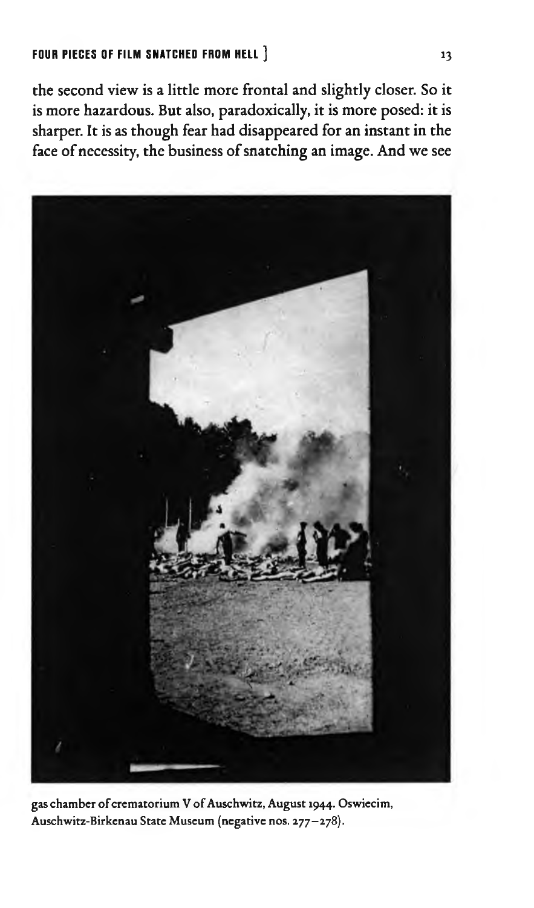the second view is a little more frontal and slightly closer. So it is more hazardous. But also, paradoxically, it is more posed: it is sharper. It is as though fear had disappeared for an instant in the face of necessity, the business of snatching an image. And we see

gas chamber of crematorium V of Auschwitz, August 1944. Oswiecim, Auschwitz-Birkenau State Museum (negative nos. 277–278).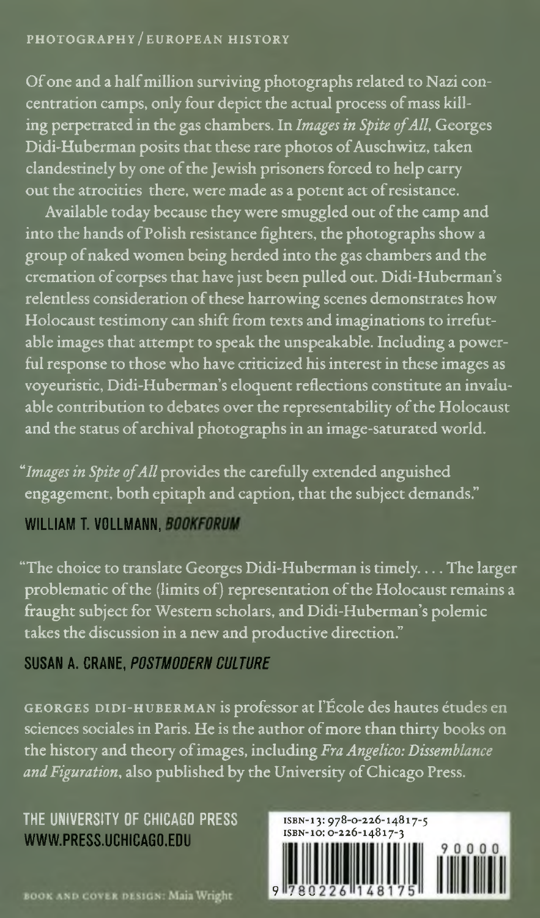PHOTOGRAPHY / EUROPEAN HISTORY

Of one and a half million surviving photographs related to Nazi concentration camps, only four depict the actual process of mass killing perpetrated in the gas chambers. In *Images in Spite of All*, Georges Didi-Huberman posits that these rare photos of Auschwitz, taken clandestinely by one of the Jewish prisoners forced to help carry out the atrocities there, were made as a potent act of resistance.

Available today because they were smuggled out of the camp and into the hands of Polish resistance fighters, the photographs show a group of naked women being herded into the gas chambers and the cremation of corpses that have just been pulled out. Didi-Huberman's relentless consideration of these harrowing scenes demonstrates how Holocaust testimony can shift from texts and imaginations to irrefutable images that attempt to speak the unspeakable. Including a powerful response to those who have criticized his interest in these images as voyeuristic, Didi-Huberman's eloquent reflections constitute an invaluable contribution to debates over the representability of the Holocaust and the status of archival photographs in an image-saturated world.

"*Images in Spite of All* provides the carefully extended anguished engagement, both epitaph and caption, that the subject demands."

**WILLIAM T. VOLLMANN, *BOOKFORUM***

"The choice to translate Georges Didi-Huberman is timely. . . . The larger problematic of the (limits of) representation of the Holocaust remains a fraught subject for Western scholars, and Didi-Huberman's polemic takes the discussion in a new and productive direction."

**SUSAN A. CRANE, *POSTMODERN CULTURE***

GEORGES DIDI-HUBERMAN is professor at l'École des hautes études en sciences sociales in Paris. He is the author of more than thirty books on the history and theory of images, including *Fra Angelico: Dissemblance and Figuration*, also published by the University of Chicago Press.

THE UNIVERSITY OF CHICAGO PRESS
WWW.PRESS.UCHICAGO.EDU

ISBN-13: 978-0-226-14817-5
ISBN-10: 0-226-14817-3

9 780226 148175 90000

BOOK AND COVER DESIGN: Maia Wright